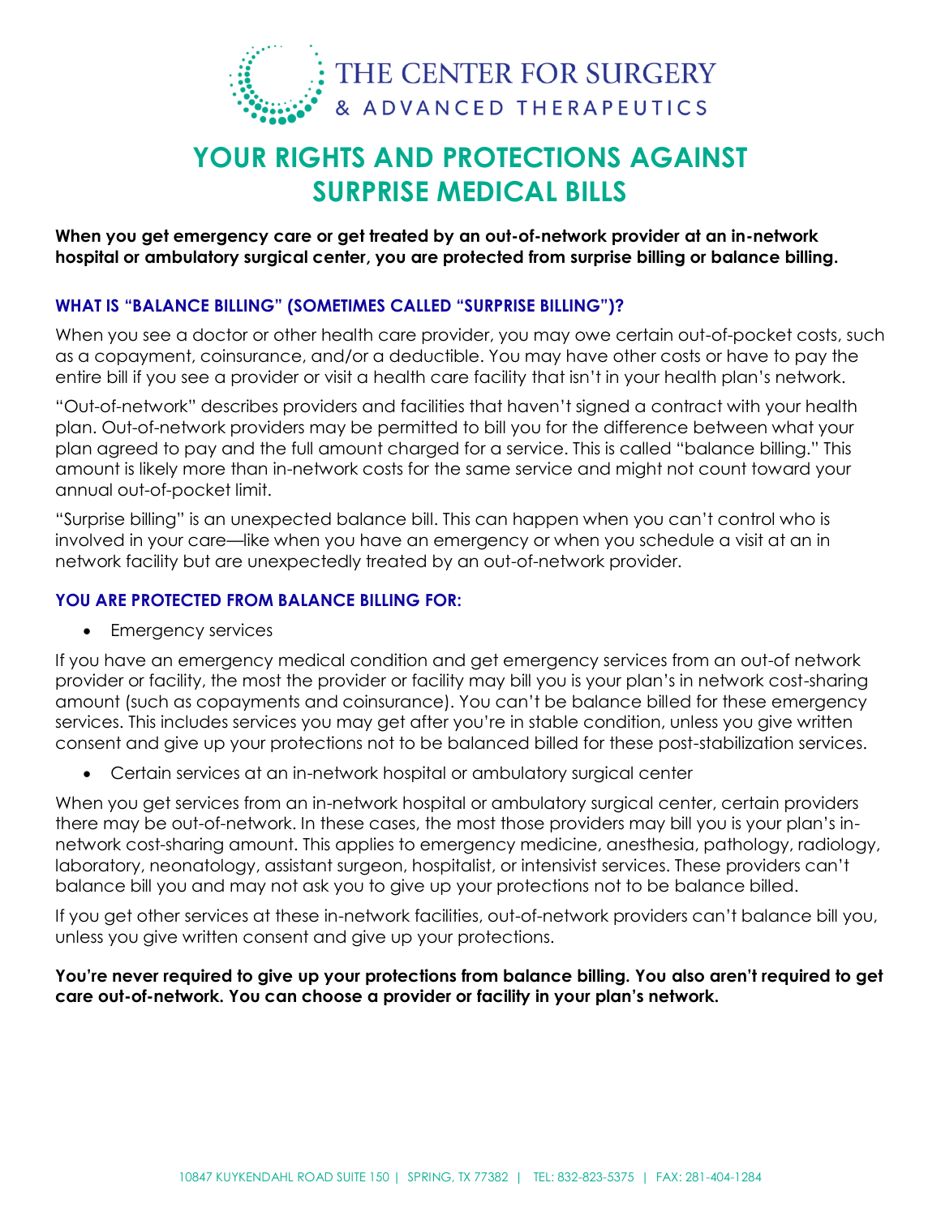THE CENTER FOR SURGERY
& ADVANCED THERAPEUTICS

# YOUR RIGHTS AND PROTECTIONS AGAINST SURPRISE MEDICAL BILLS

**When you get emergency care or get treated by an out-of-network provider at an in-network hospital or ambulatory surgical center, you are protected from surprise billing or balance billing.**

### WHAT IS "BALANCE BILLING" (SOMETIMES CALLED "SURPRISE BILLING")?

When you see a doctor or other health care provider, you may owe certain out-of-pocket costs, such as a copayment, coinsurance, and/or a deductible. You may have other costs or have to pay the entire bill if you see a provider or visit a health care facility that isn't in your health plan's network.

"Out-of-network" describes providers and facilities that haven't signed a contract with your health plan. Out-of-network providers may be permitted to bill you for the difference between what your plan agreed to pay and the full amount charged for a service. This is called "balance billing." This amount is likely more than in-network costs for the same service and might not count toward your annual out-of-pocket limit.

"Surprise billing" is an unexpected balance bill. This can happen when you can't control who is involved in your care—like when you have an emergency or when you schedule a visit at an in network facility but are unexpectedly treated by an out-of-network provider.

### YOU ARE PROTECTED FROM BALANCE BILLING FOR:

- Emergency services

If you have an emergency medical condition and get emergency services from an out-of network provider or facility, the most the provider or facility may bill you is your plan's in network cost-sharing amount (such as copayments and coinsurance). You can't be balance billed for these emergency services. This includes services you may get after you're in stable condition, unless you give written consent and give up your protections not to be balanced billed for these post-stabilization services.

- Certain services at an in-network hospital or ambulatory surgical center

When you get services from an in-network hospital or ambulatory surgical center, certain providers there may be out-of-network. In these cases, the most those providers may bill you is your plan's in-network cost-sharing amount. This applies to emergency medicine, anesthesia, pathology, radiology, laboratory, neonatology, assistant surgeon, hospitalist, or intensivist services. These providers can't balance bill you and may not ask you to give up your protections not to be balance billed.

If you get other services at these in-network facilities, out-of-network providers can't balance bill you, unless you give written consent and give up your protections.

**You're never required to give up your protections from balance billing. You also aren't required to get care out-of-network. You can choose a provider or facility in your plan's network.**

10847 KUYKENDAHL ROAD SUITE 150 | SPRING, TX 77382 | TEL: 832-823-5375 | FAX: 281-404-1284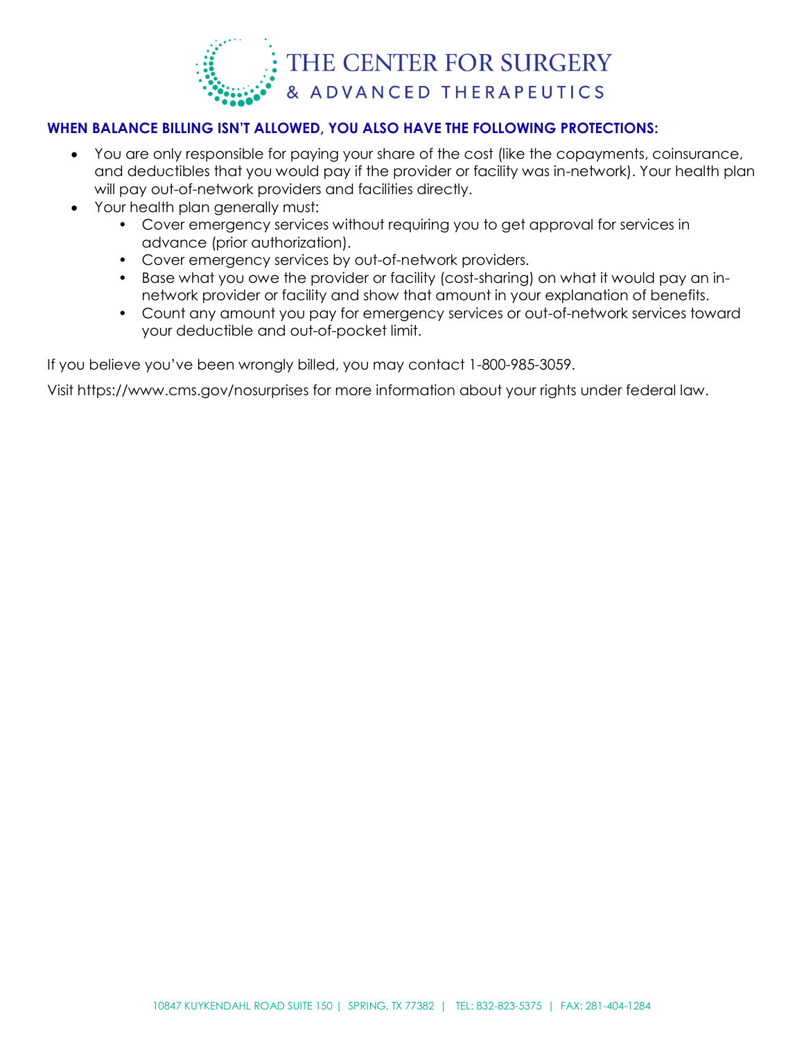## WHEN BALANCE BILLING ISN'T ALLOWED, YOU ALSO HAVE THE FOLLOWING PROTECTIONS:

- You are only responsible for paying your share of the cost (like the copayments, coinsurance, and deductibles that you would pay if the provider or facility was in-network). Your health plan will pay out-of-network providers and facilities directly.
- Your health plan generally must:
  - Cover emergency services without requiring you to get approval for services in advance (prior authorization).
  - Cover emergency services by out-of-network providers.
  - Base what you owe the provider or facility (cost-sharing) on what it would pay an in-network provider or facility and show that amount in your explanation of benefits.
  - Count any amount you pay for emergency services or out-of-network services toward your deductible and out-of-pocket limit.

If you believe you've been wrongly billed, you may contact 1-800-985-3059.

Visit https://www.cms.gov/nosurprises for more information about your rights under federal law.